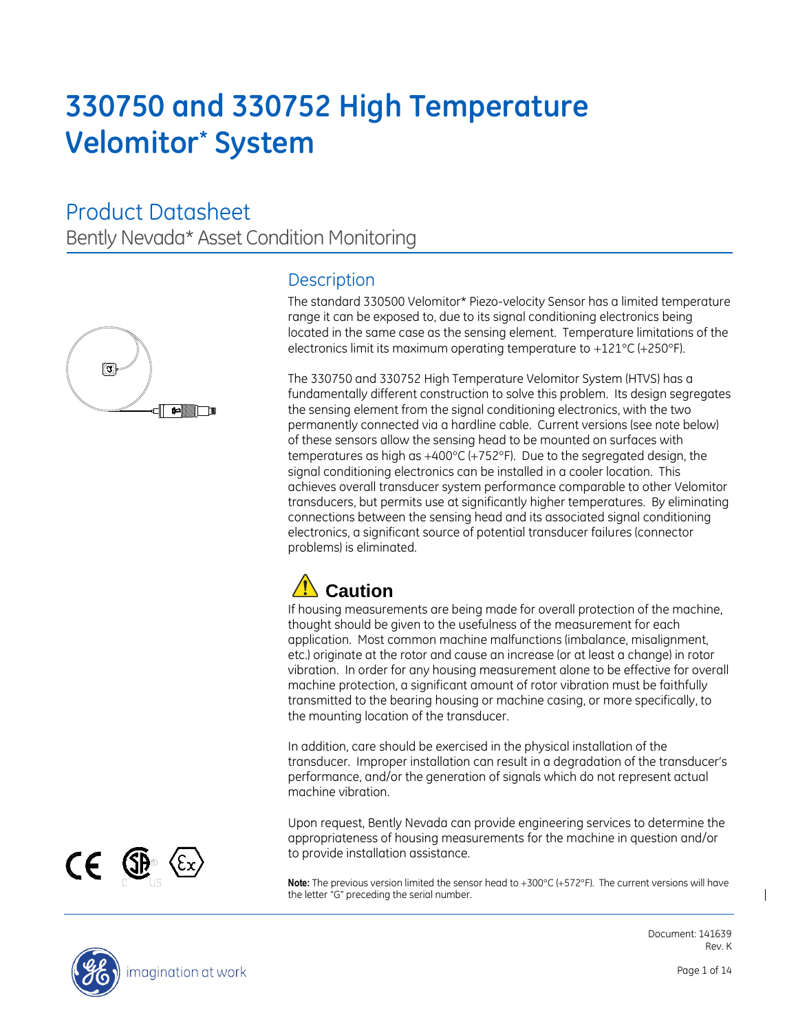# 330750 and 330752 High Temperature Velomitor* System

## Product Datasheet

Bently Nevada* Asset Condition Monitoring

## Description

The standard 330500 Velomitor* Piezo-velocity Sensor has a limited temperature range it can be exposed to, due to its signal conditioning electronics being located in the same case as the sensing element. Temperature limitations of the electronics limit its maximum operating temperature to +121°C (+250°F).

The 330750 and 330752 High Temperature Velomitor System (HTVS) has a fundamentally different construction to solve this problem. Its design segregates the sensing element from the signal conditioning electronics, with the two permanently connected via a hardline cable. Current versions (see note below) of these sensors allow the sensing head to be mounted on surfaces with temperatures as high as +400°C (+752°F). Due to the segregated design, the signal conditioning electronics can be installed in a cooler location. This achieves overall transducer system performance comparable to other Velomitor transducers, but permits use at significantly higher temperatures. By eliminating connections between the sensing head and its associated signal conditioning electronics, a significant source of potential transducer failures (connector problems) is eliminated.

### Caution

If housing measurements are being made for overall protection of the machine, thought should be given to the usefulness of the measurement for each application. Most common machine malfunctions (imbalance, misalignment, etc.) originate at the rotor and cause an increase (or at least a change) in rotor vibration. In order for any housing measurement alone to be effective for overall machine protection, a significant amount of rotor vibration must be faithfully transmitted to the bearing housing or machine casing, or more specifically, to the mounting location of the transducer.

In addition, care should be exercised in the physical installation of the transducer. Improper installation can result in a degradation of the transducer's performance, and/or the generation of signals which do not represent actual machine vibration.

Upon request, Bently Nevada can provide engineering services to determine the appropriateness of housing measurements for the machine in question and/or to provide installation assistance.

**Note:** The previous version limited the sensor head to +300°C (+572°F). The current versions will have the letter "G" preceding the serial number.

Document: 141639
Rev. K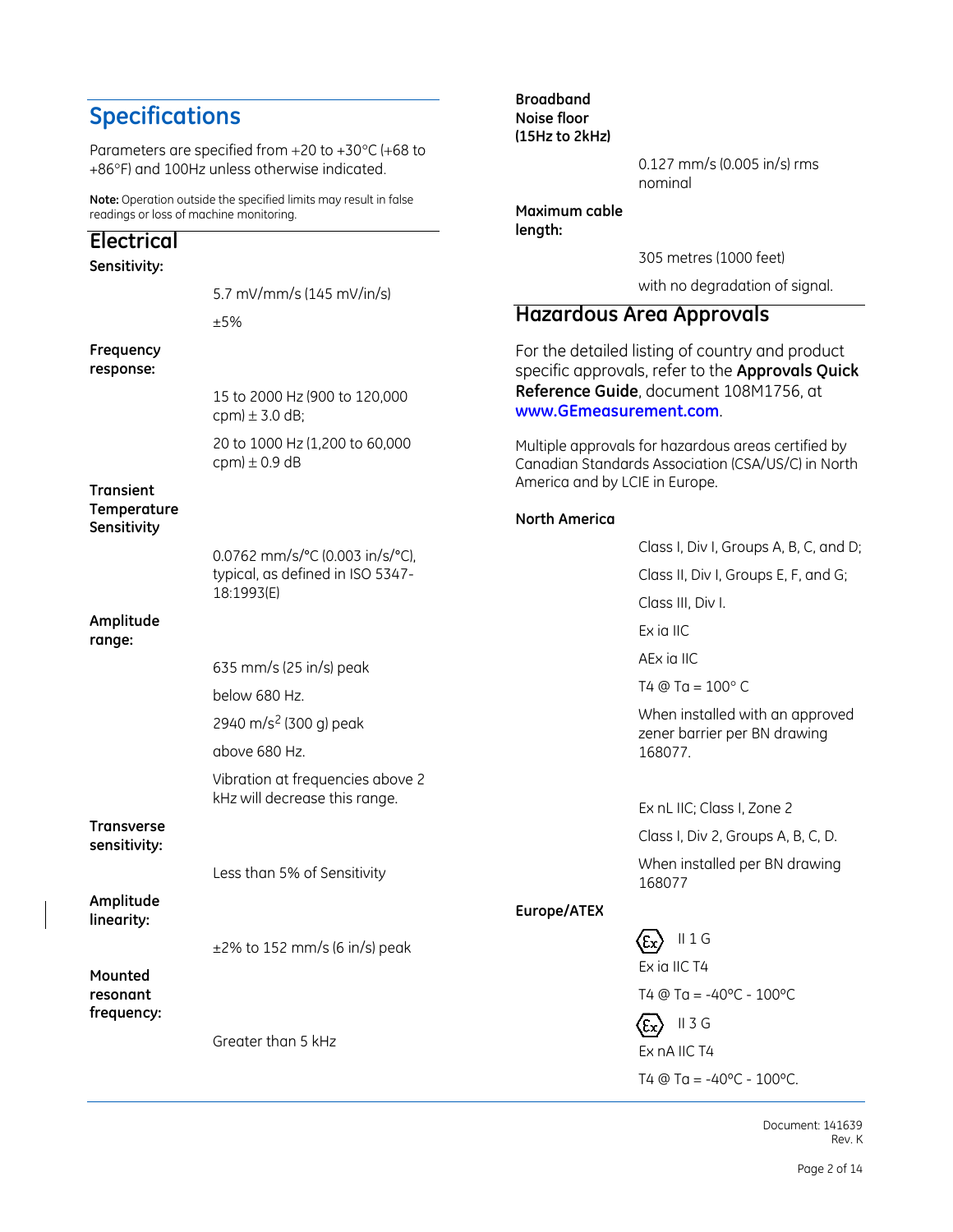## Specifications

Parameters are specified from +20 to +30°C (+68 to +86°F) and 100Hz unless otherwise indicated.

**Note:** Operation outside the specified limits may result in false readings or loss of machine monitoring.

### Electrical

**Sensitivity:**

5.7 mV/mm/s (145 mV/in/s)

±5%

**Frequency response:**

15 to 2000 Hz (900 to 120,000 cpm) ± 3.0 dB;

20 to 1000 Hz (1,200 to 60,000 cpm) ± 0.9 dB

**Transient Temperature Sensitivity**

0.0762 mm/s/°C (0.003 in/s/°C), typical, as defined in ISO 5347-18:1993(E)

**Amplitude range:**

635 mm/s (25 in/s) peak

below 680 Hz.

2940 m/s$^2$ (300 g) peak

above 680 Hz.

Vibration at frequencies above 2 kHz will decrease this range.

**Transverse sensitivity:**

Less than 5% of Sensitivity

**Amplitude linearity:**

±2% to 152 mm/s (6 in/s) peak

**Mounted resonant frequency:**

Greater than 5 kHz

**Broadband Noise floor (15Hz to 2kHz)**

0.127 mm/s (0.005 in/s) rms nominal

**Maximum cable length:**

305 metres (1000 feet)

with no degradation of signal.

### Hazardous Area Approvals

For the detailed listing of country and product specific approvals, refer to the **Approvals Quick Reference Guide**, document 108M1756, at **www.GEmeasurement.com**.

Multiple approvals for hazardous areas certified by Canadian Standards Association (CSA/US/C) in North America and by LCIE in Europe.

**North America**

Class I, Div I, Groups A, B, C, and D;

Class II, Div I, Groups E, F, and G;

Class III, Div I.

Ex ia IIC

AEx ia IIC

T4 @ Ta = 100° C

When installed with an approved zener barrier per BN drawing 168077.

Ex nL IIC; Class I, Zone 2

Class I, Div 2, Groups A, B, C, D.

When installed per BN drawing 168077

**Europe/ATEX**

Ex II 1 G

Ex ia IIC T4

T4 @ Ta = -40°C - 100°C

Ex II 3 G

Ex nA IIC T4

T4 @ Ta = -40°C - 100°C.

Document: 141639
Rev. K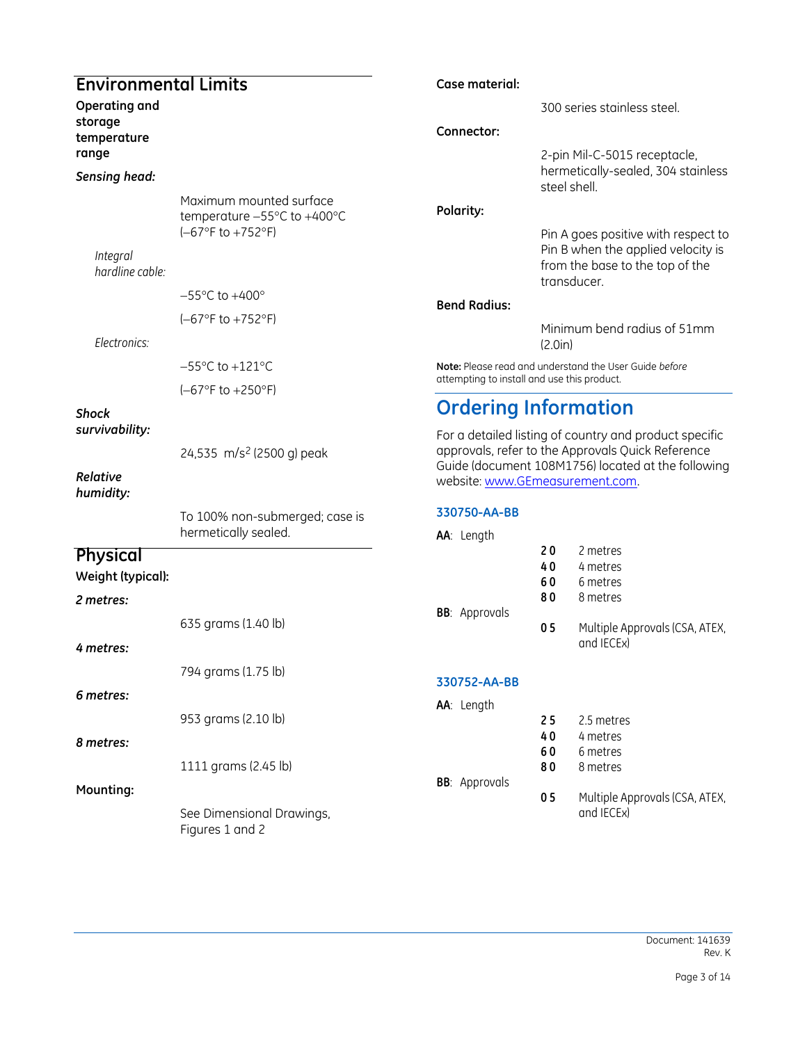## Environmental Limits

**Operating and storage temperature range**

***Sensing head:***

Maximum mounted surface temperature −55°C to +400°C (−67°F to +752°F)

*Integral hardline cable:*

−55°C to +400°

(−67°F to +752°F)

*Electronics:*

−55°C to +121°C

(−67°F to +250°F)

***Shock survivability:***

24,535 m/s$^2$ (2500 g) peak

***Relative humidity:***

To 100% non-submerged; case is hermetically sealed.

## Physical

**Weight (typical):**

***2 metres:***

635 grams (1.40 lb)

***4 metres:***

794 grams (1.75 lb)

***6 metres:***

953 grams (2.10 lb)

***8 metres:***

1111 grams (2.45 lb)

**Mounting:**

See Dimensional Drawings, Figures 1 and 2

**Case material:**

300 series stainless steel.

**Connector:**

2-pin Mil-C-5015 receptacle, hermetically-sealed, 304 stainless steel shell.

**Polarity:**

Pin A goes positive with respect to Pin B when the applied velocity is from the base to the top of the transducer.

**Bend Radius:**

Minimum bend radius of 51mm (2.0in)

**Note:** Please read and understand the User Guide *before* attempting to install and use this product.

# Ordering Information

For a detailed listing of country and product specific approvals, refer to the Approvals Quick Reference Guide (document 108M1756) located at the following website: www.GEmeasurement.com.

### 330750-AA-BB

**AA**: Length

| | |
|---|---|
| **2 0** | 2 metres |
| **4 0** | 4 metres |
| **6 0** | 6 metres |
| **8 0** | 8 metres |

**BB**: Approvals

| | |
|---|---|
| **0 5** | Multiple Approvals (CSA, ATEX, and IECEx) |

### 330752-AA-BB

**AA**: Length

| | |
|---|---|
| **2 5** | 2.5 metres |
| **4 0** | 4 metres |
| **6 0** | 6 metres |
| **8 0** | 8 metres |

**BB**: Approvals

| | |
|---|---|
| **0 5** | Multiple Approvals (CSA, ATEX, and IECEx) |

Document: 141639
Rev. K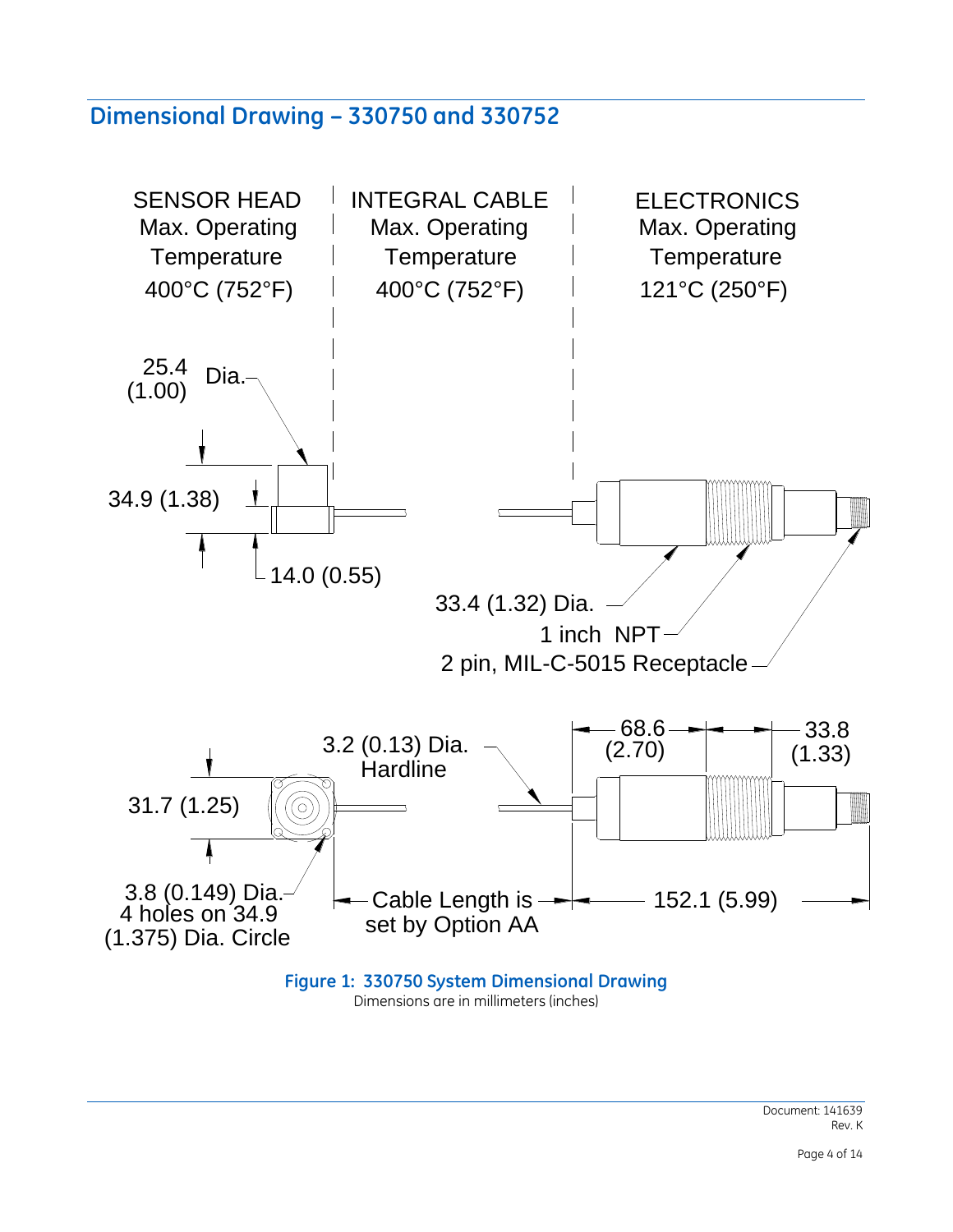## Dimensional Drawing – 330750 and 330752

SENSOR HEAD
Max. Operating
Temperature
400°C (752°F)

INTEGRAL CABLE
Max. Operating
Temperature
400°C (752°F)

ELECTRONICS
Max. Operating
Temperature
121°C (250°F)

25.4 (1.00) Dia.

34.9 (1.38)

14.0 (0.55)

33.4 (1.32) Dia.

1 inch NPT

2 pin, MIL-C-5015 Receptacle

3.2 (0.13) Dia. Hardline

68.6 (2.70)

33.8 (1.33)

31.7 (1.25)

3.8 (0.149) Dia. 4 holes on 34.9 (1.375) Dia. Circle

Cable Length is set by Option AA

152.1 (5.99)

**Figure 1: 330750 System Dimensional Drawing**
Dimensions are in millimeters (inches)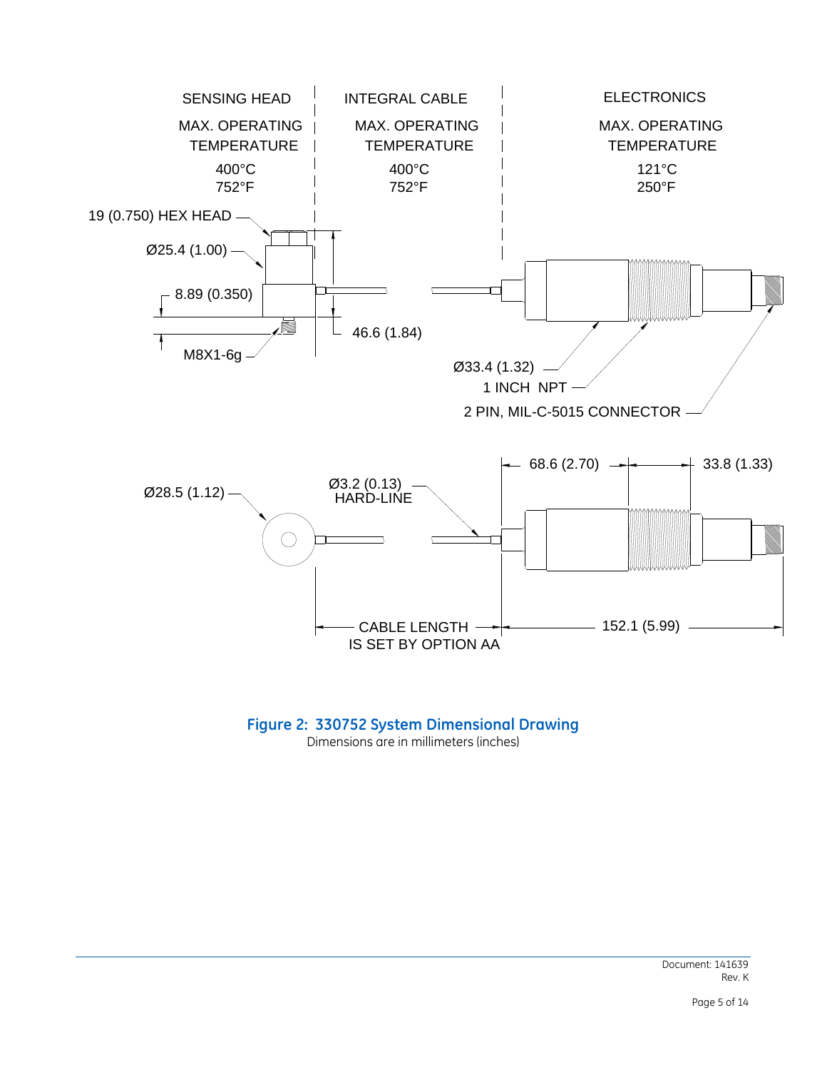SENSING HEAD

MAX. OPERATING TEMPERATURE

400°C
752°F

INTEGRAL CABLE

MAX. OPERATING TEMPERATURE

400°C
752°F

ELECTRONICS

MAX. OPERATING TEMPERATURE

121°C
250°F

19 (0.750) HEX HEAD

Ø25.4 (1.00)

8.89 (0.350)

M8X1-6g

46.6 (1.84)

Ø33.4 (1.32)

1 INCH NPT

2 PIN, MIL-C-5015 CONNECTOR

68.6 (2.70)

33.8 (1.33)

Ø28.5 (1.12)

Ø3.2 (0.13)
HARD-LINE

CABLE LENGTH
IS SET BY OPTION AA

152.1 (5.99)

**Figure 2: 330752 System Dimensional Drawing**

Dimensions are in millimeters (inches)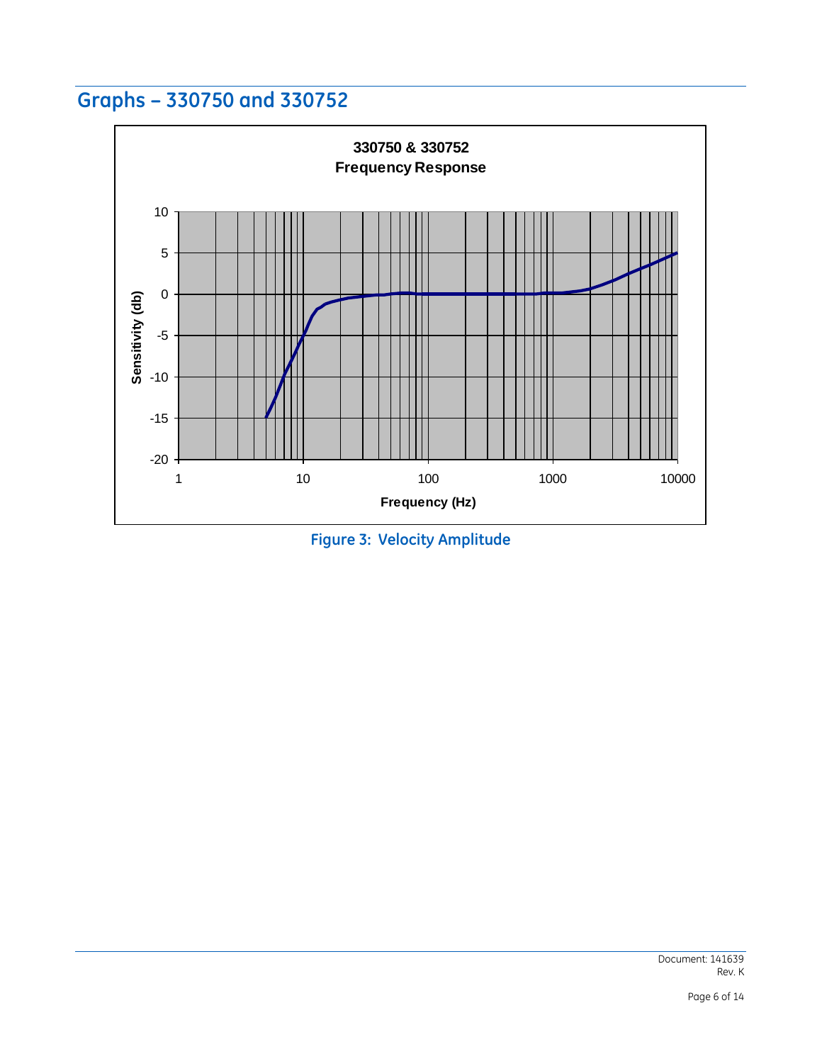## Graphs – 330750 and 330752

330750 & 330752
Frequency Response

Figure 3: Velocity Amplitude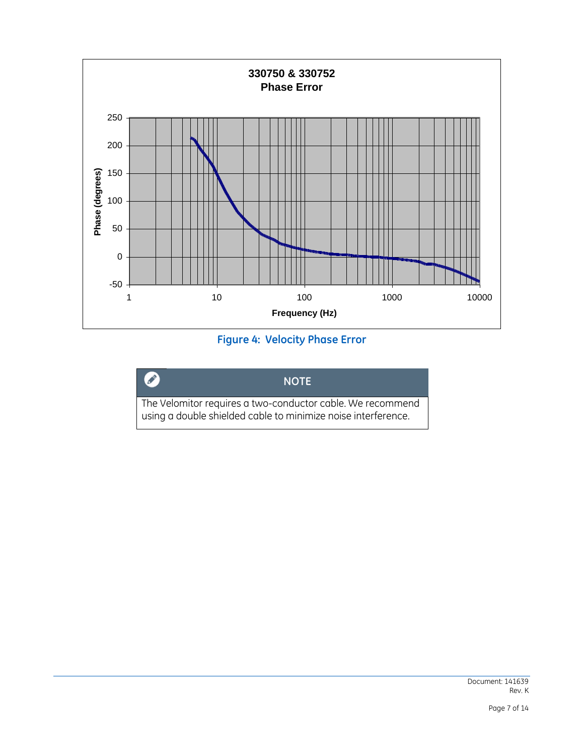**330750 & 330752**
**Phase Error**

Figure 4: Velocity Phase Error

> **NOTE**
>
> The Velomitor requires a two-conductor cable. We recommend using a double shielded cable to minimize noise interference.

Document: 141639
Rev. K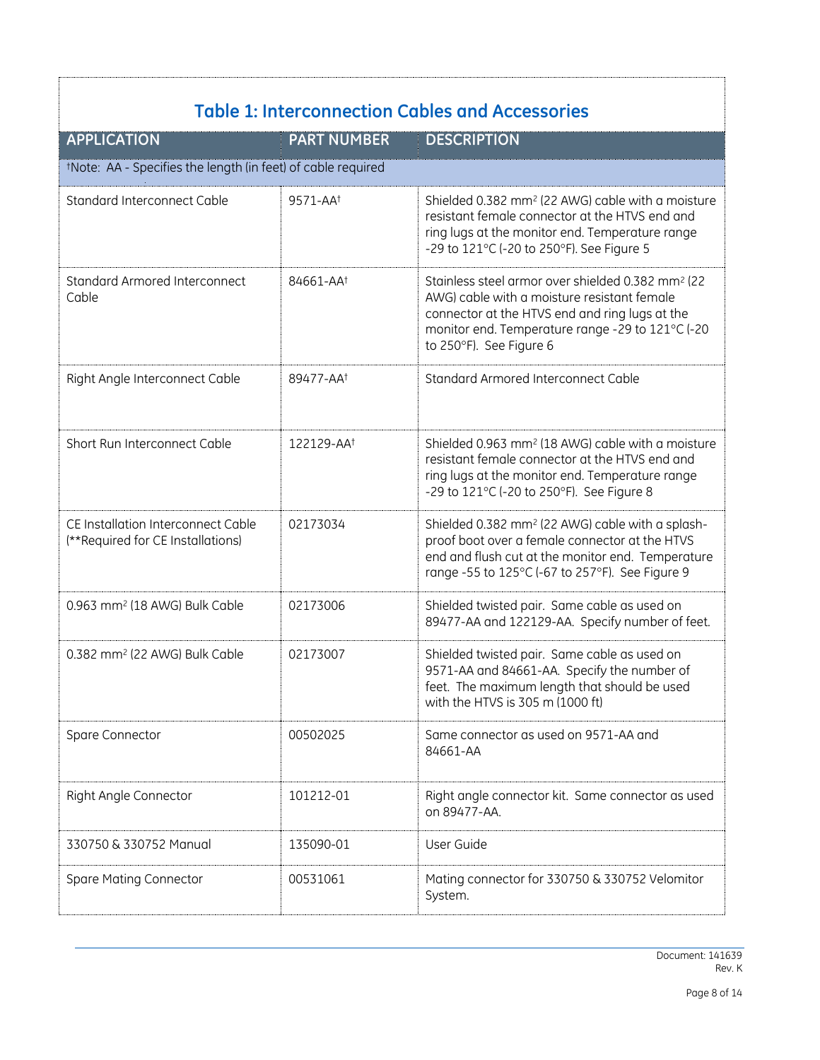## Table 1: Interconnection Cables and Accessories

| APPLICATION | PART NUMBER | DESCRIPTION |
|---|---|---|
| †Note: AA - Specifies the length (in feet) of cable required | | |
| Standard Interconnect Cable | 9571-AA† | Shielded 0.382 $mm^2$ (22 AWG) cable with a moisture resistant female connector at the HTVS end and ring lugs at the monitor end. Temperature range -29 to 121°C (-20 to 250°F). See Figure 5 |
| Standard Armored Interconnect Cable | 84661-AA† | Stainless steel armor over shielded 0.382 $mm^2$ (22 AWG) cable with a moisture resistant female connector at the HTVS end and ring lugs at the monitor end. Temperature range -29 to 121°C (-20 to 250°F). See Figure 6 |
| Right Angle Interconnect Cable | 89477-AA† | Standard Armored Interconnect Cable |
| Short Run Interconnect Cable | 122129-AA† | Shielded 0.963 $mm^2$ (18 AWG) cable with a moisture resistant female connector at the HTVS end and ring lugs at the monitor end. Temperature range -29 to 121°C (-20 to 250°F). See Figure 8 |
| CE Installation Interconnect Cable (**Required for CE Installations) | 02173034 | Shielded 0.382 $mm^2$ (22 AWG) cable with a splash-proof boot over a female connector at the HTVS end and flush cut at the monitor end. Temperature range -55 to 125°C (-67 to 257°F). See Figure 9 |
| 0.963 $mm^2$ (18 AWG) Bulk Cable | 02173006 | Shielded twisted pair. Same cable as used on 89477-AA and 122129-AA. Specify number of feet. |
| 0.382 $mm^2$ (22 AWG) Bulk Cable | 02173007 | Shielded twisted pair. Same cable as used on 9571-AA and 84661-AA. Specify the number of feet. The maximum length that should be used with the HTVS is 305 m (1000 ft) |
| Spare Connector | 00502025 | Same connector as used on 9571-AA and 84661-AA |
| Right Angle Connector | 101212-01 | Right angle connector kit. Same connector as used on 89477-AA. |
| 330750 & 330752 Manual | 135090-01 | User Guide |
| Spare Mating Connector | 00531061 | Mating connector for 330750 & 330752 Velomitor System. |

Document: 141639
Rev. K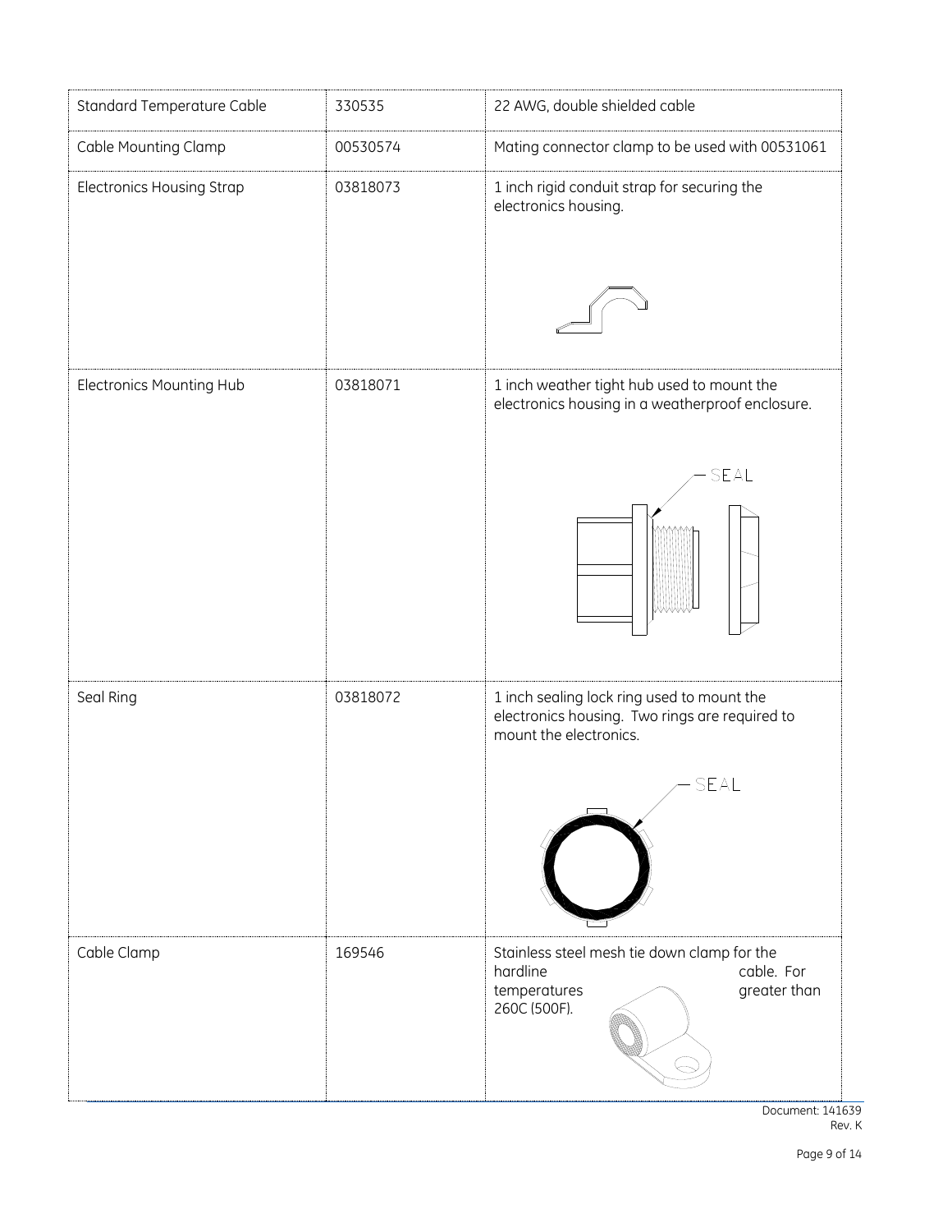| Standard Temperature Cable | 330535 | 22 AWG, double shielded cable |
|---|---|---|
| Cable Mounting Clamp | 00530574 | Mating connector clamp to be used with 00531061 |
| Electronics Housing Strap | 03818073 | 1 inch rigid conduit strap for securing the electronics housing. |
| Electronics Mounting Hub | 03818071 | 1 inch weather tight hub used to mount the electronics housing in a weatherproof enclosure. SEAL |
| Seal Ring | 03818072 | 1 inch sealing lock ring used to mount the electronics housing. Two rings are required to mount the electronics. SEAL |
| Cable Clamp | 169546 | Stainless steel mesh tie down clamp for the hardline cable. For temperatures greater than 260C (500F). |

Document: 141639
Rev. K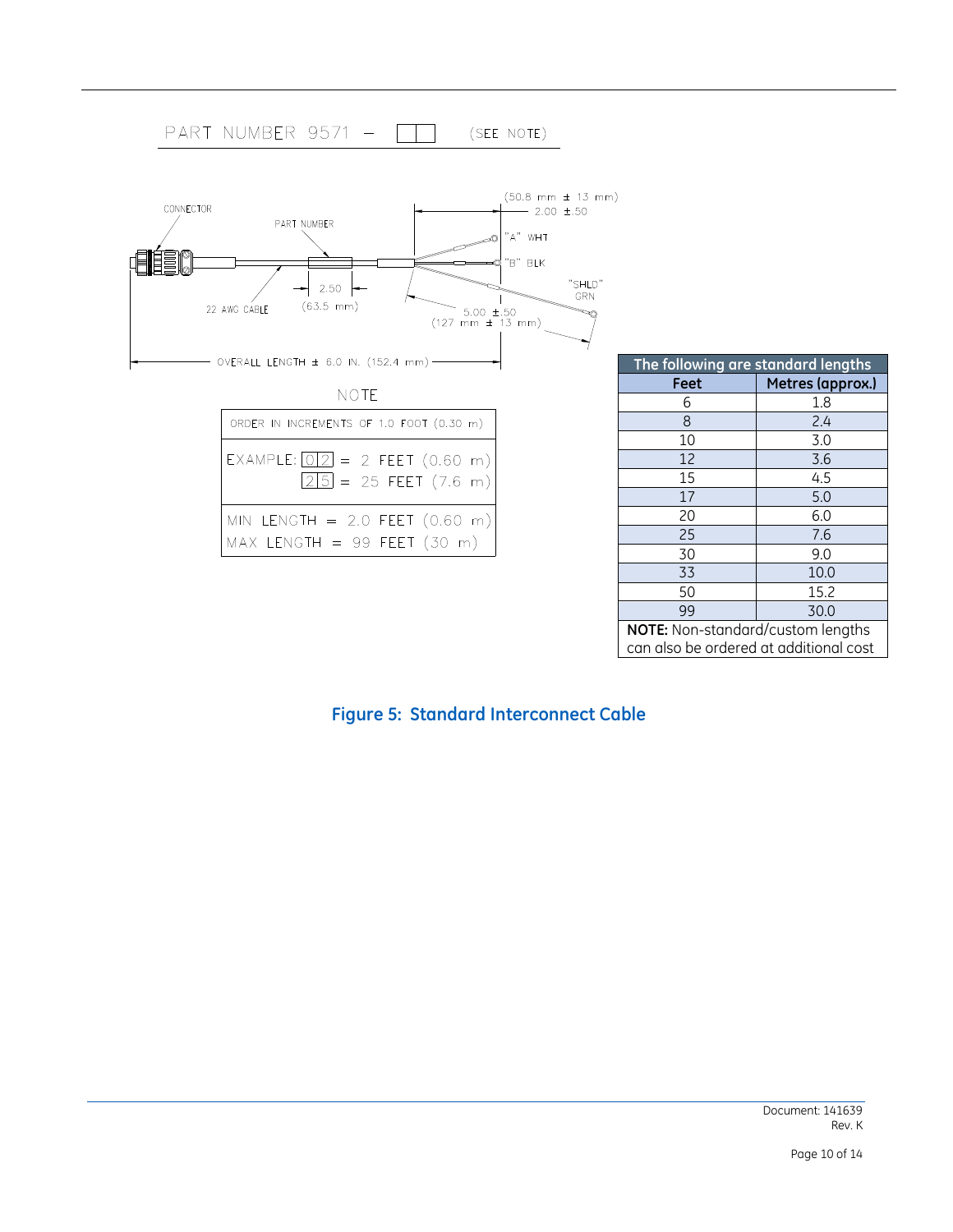PART NUMBER 9571 – [ ][ ] (SEE NOTE)

CONNECTOR

PART NUMBER

22 AWG CABLE

2.50 (63.5 mm)

(50.8 mm ± 13 mm) 2.00 ±.50

"A" WHT

"B" BLK

"SHLD" GRN

5.00 ±.50 (127 mm ± 13 mm)

OVERALL LENGTH ± 6.0 IN. (152.4 mm)

NOTE

| ORDER IN INCREMENTS OF 1.0 FOOT (0.30 m) |
|---|
| EXAMPLE: [0][2] = 2 FEET (0.60 m)<br>[2][5] = 25 FEET (7.6 m) |
| MIN LENGTH = 2.0 FEET (0.60 m)<br>MAX LENGTH = 99 FEET (30 m) |

**The following are standard lengths**

| Feet | Metres (approx.) |
|---|---|
| 6 | 1.8 |
| 8 | 2.4 |
| 10 | 3.0 |
| 12 | 3.6 |
| 15 | 4.5 |
| 17 | 5.0 |
| 20 | 6.0 |
| 25 | 7.6 |
| 30 | 9.0 |
| 33 | 10.0 |
| 50 | 15.2 |
| 99 | 30.0 |

**NOTE:** Non-standard/custom lengths can also be ordered at additional cost

**Figure 5: Standard Interconnect Cable**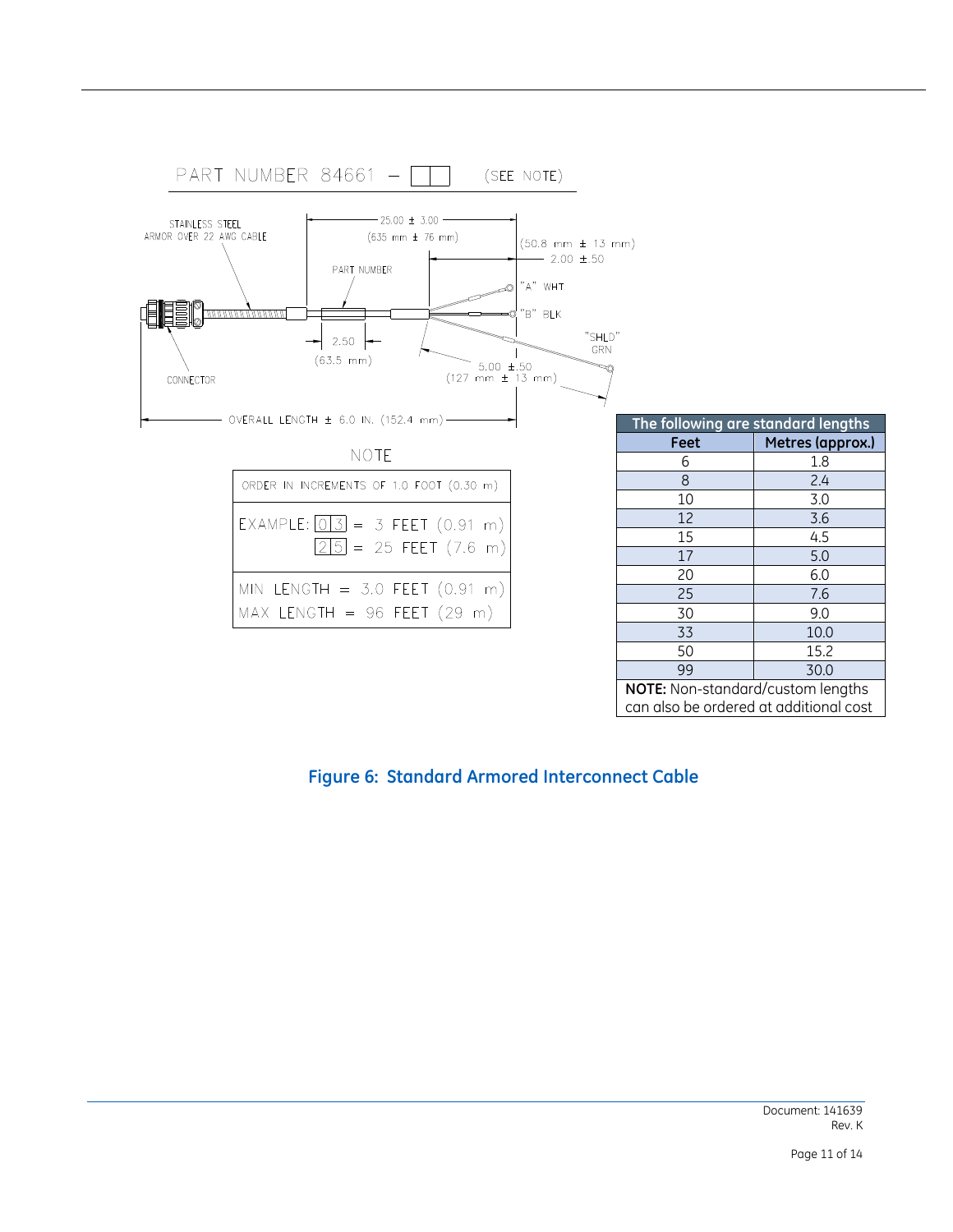PART NUMBER 84661 – [ ][ ] (SEE NOTE)

STAINLESS STEEL ARMOR OVER 22 AWG CABLE

25.00 ± 3.00 (635 mm ± 76 mm)

(50.8 mm ± 13 mm) 2.00 ±.50

PART NUMBER

"A" WHT

"B" BLK

"SHLD" GRN

2.50 (63.5 mm)

5.00 ±.50 (127 mm ± 13 mm)

CONNECTOR

OVERALL LENGTH ± 6.0 IN. (152.4 mm)

NOTE

| |
|---|
| ORDER IN INCREMENTS OF 1.0 FOOT (0.30 m) |
| EXAMPLE: [0][3] = 3 FEET (0.91 m)<br>[2][5] = 25 FEET (7.6 m) |
| MIN LENGTH = 3.0 FEET (0.91 m)<br>MAX LENGTH = 96 FEET (29 m) |

| The following are standard lengths | |
|---|---|
| **Feet** | **Metres (approx.)** |
| 6 | 1.8 |
| 8 | 2.4 |
| 10 | 3.0 |
| 12 | 3.6 |
| 15 | 4.5 |
| 17 | 5.0 |
| 20 | 6.0 |
| 25 | 7.6 |
| 30 | 9.0 |
| 33 | 10.0 |
| 50 | 15.2 |
| 99 | 30.0 |
| **NOTE:** Non-standard/custom lengths can also be ordered at additional cost | |

**Figure 6: Standard Armored Interconnect Cable**

Document: 141639
Rev. K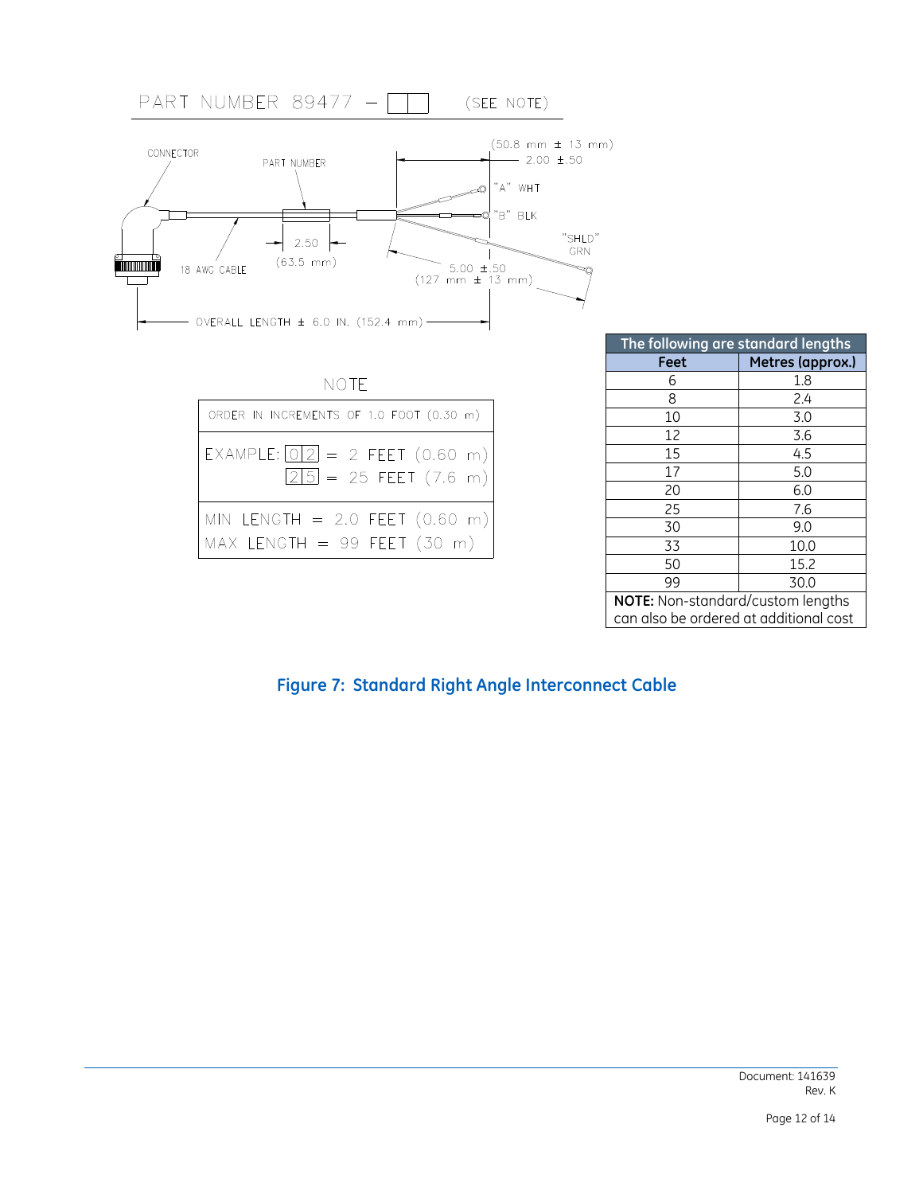PART NUMBER 89477 – [ ][ ] (SEE NOTE)

CONNECTOR

PART NUMBER

(50.8 mm ± 13 mm)
2.00 ±.50

"A" WHT

"B" BLK

"SHLD" GRN

2.50
(63.5 mm)

18 AWG CABLE

5.00 ±.50
(127 mm ± 13 mm)

OVERALL LENGTH ± 6.0 IN. (152.4 mm)

NOTE

| ORDER IN INCREMENTS OF 1.0 FOOT (0.30 m) |
|---|
| EXAMPLE: [0][2] = 2 FEET (0.60 m)<br>[2][5] = 25 FEET (7.6 m) |
| MIN LENGTH = 2.0 FEET (0.60 m)<br>MAX LENGTH = 99 FEET (30 m) |

| The following are standard lengths | |
|---|---|
| **Feet** | **Metres (approx.)** |
| 6 | 1.8 |
| 8 | 2.4 |
| 10 | 3.0 |
| 12 | 3.6 |
| 15 | 4.5 |
| 17 | 5.0 |
| 20 | 6.0 |
| 25 | 7.6 |
| 30 | 9.0 |
| 33 | 10.0 |
| 50 | 15.2 |
| 99 | 30.0 |
| **NOTE:** Non-standard/custom lengths can also be ordered at additional cost | |

**Figure 7: Standard Right Angle Interconnect Cable**

Document: 141639
Rev. K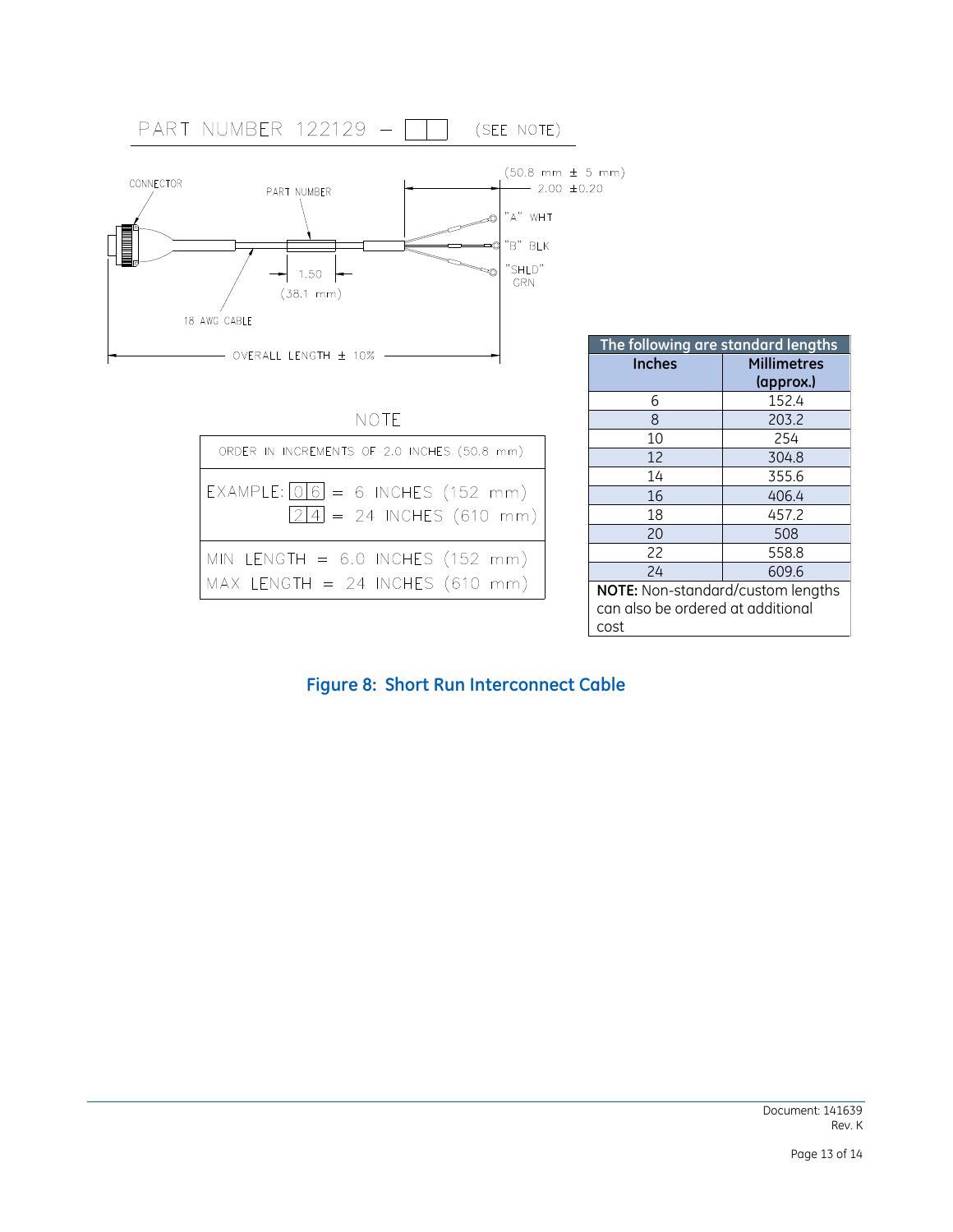PART NUMBER 122129 – [ ][ ] (SEE NOTE)

CONNECTOR

PART NUMBER

(50.8 mm ± 5 mm)
2.00 ±0.20

"A" WHT

"B" BLK

"SHLD" GRN

1.50
(38.1 mm)

18 AWG CABLE

OVERALL LENGTH ± 10%

NOTE

| ORDER IN INCREMENTS OF 2.0 INCHES (50.8 mm) |
|---|
| EXAMPLE: [0][6] = 6 INCHES (152 mm)<br>[2][4] = 24 INCHES (610 mm) |
| MIN LENGTH = 6.0 INCHES (152 mm)<br>MAX LENGTH = 24 INCHES (610 mm) |

| The following are standard lengths | |
|---|---|
| **Inches** | **Millimetres (approx.)** |
| 6 | 152.4 |
| 8 | 203.2 |
| 10 | 254 |
| 12 | 304.8 |
| 14 | 355.6 |
| 16 | 406.4 |
| 18 | 457.2 |
| 20 | 508 |
| 22 | 558.8 |
| 24 | 609.6 |
| **NOTE:** Non-standard/custom lengths can also be ordered at additional cost | |

**Figure 8: Short Run Interconnect Cable**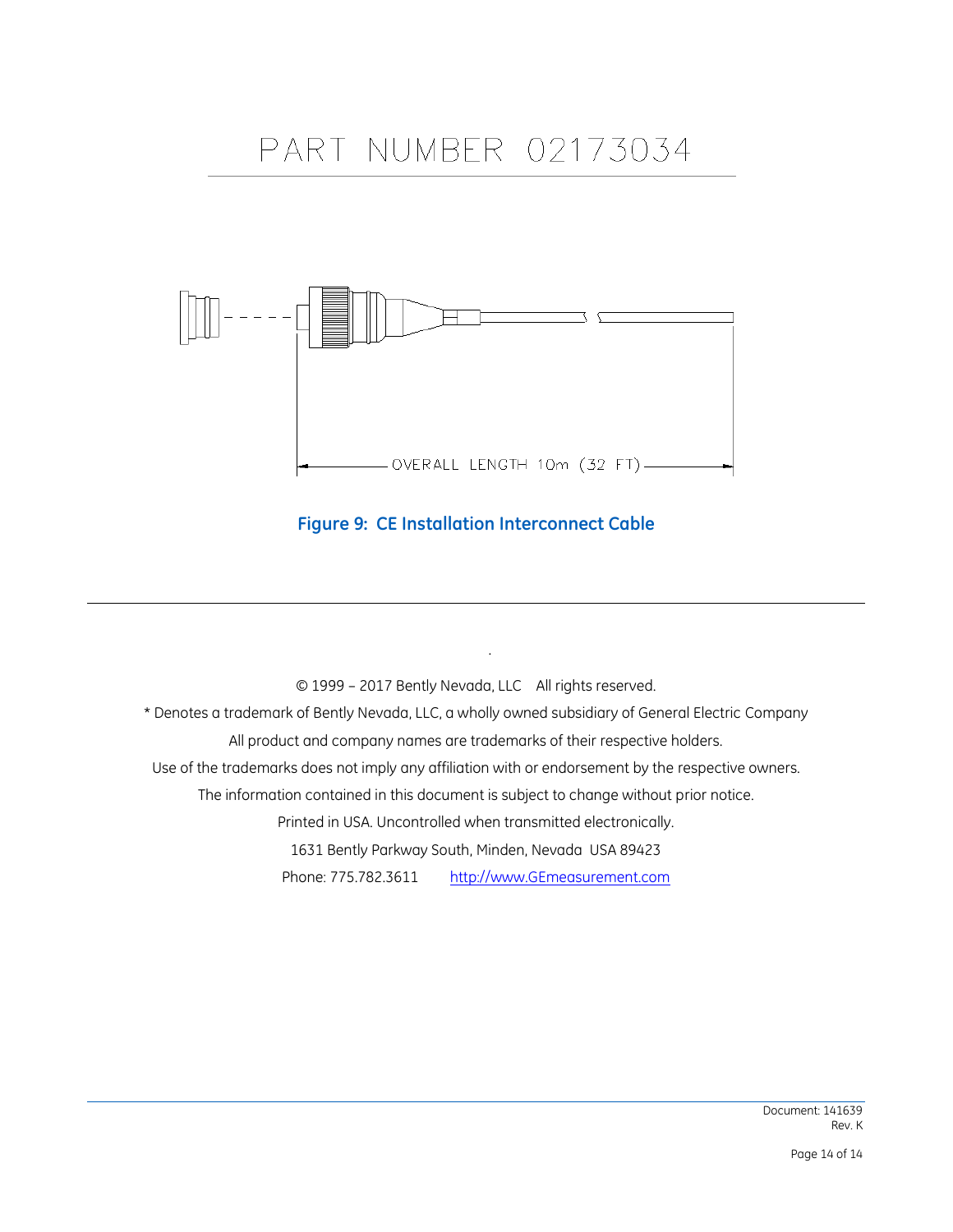# PART NUMBER 02173034

OVERALL LENGTH 10m (32 FT)

**Figure 9: CE Installation Interconnect Cable**

© 1999 – 2017 Bently Nevada, LLC All rights reserved.

* Denotes a trademark of Bently Nevada, LLC, a wholly owned subsidiary of General Electric Company

All product and company names are trademarks of their respective holders.

Use of the trademarks does not imply any affiliation with or endorsement by the respective owners.

The information contained in this document is subject to change without prior notice.

Printed in USA. Uncontrolled when transmitted electronically.

1631 Bently Parkway South, Minden, Nevada USA 89423

Phone: 775.782.3611 http://www.GEmeasurement.com

Document: 141639
Rev. K